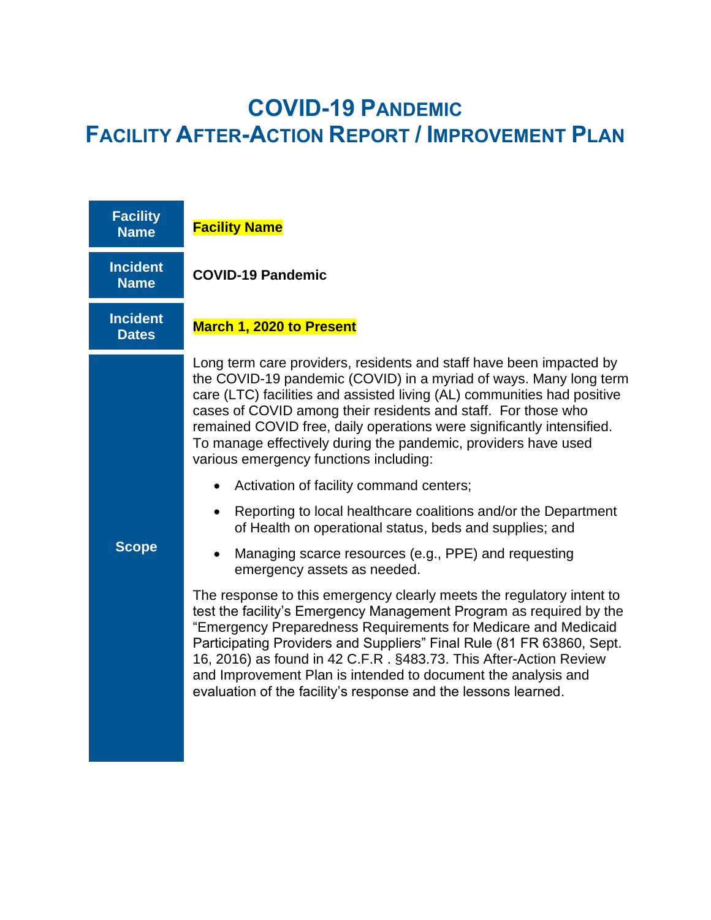# COVID-19 PANDEMIC
# FACILITY AFTER-ACTION REPORT / IMPROVEMENT PLAN

| | |
|---|---|
| **Facility Name** | **Facility Name** |
| **Incident Name** | **COVID-19 Pandemic** |
| **Incident Dates** | **March 1, 2020 to Present** |
| **Scope** | Long term care providers, residents and staff have been impacted by the COVID-19 pandemic (COVID) in a myriad of ways. Many long term care (LTC) facilities and assisted living (AL) communities had positive cases of COVID among their residents and staff. For those who remained COVID free, daily operations were significantly intensified. To manage effectively during the pandemic, providers have used various emergency functions including:<br><br>• Activation of facility command centers;<br>• Reporting to local healthcare coalitions and/or the Department of Health on operational status, beds and supplies; and<br>• Managing scarce resources (e.g., PPE) and requesting emergency assets as needed.<br><br>The response to this emergency clearly meets the regulatory intent to test the facility's Emergency Management Program as required by the "Emergency Preparedness Requirements for Medicare and Medicaid Participating Providers and Suppliers" Final Rule (81 FR 63860, Sept. 16, 2016) as found in 42 C.F.R . §483.73. This After-Action Review and Improvement Plan is intended to document the analysis and evaluation of the facility's response and the lessons learned. |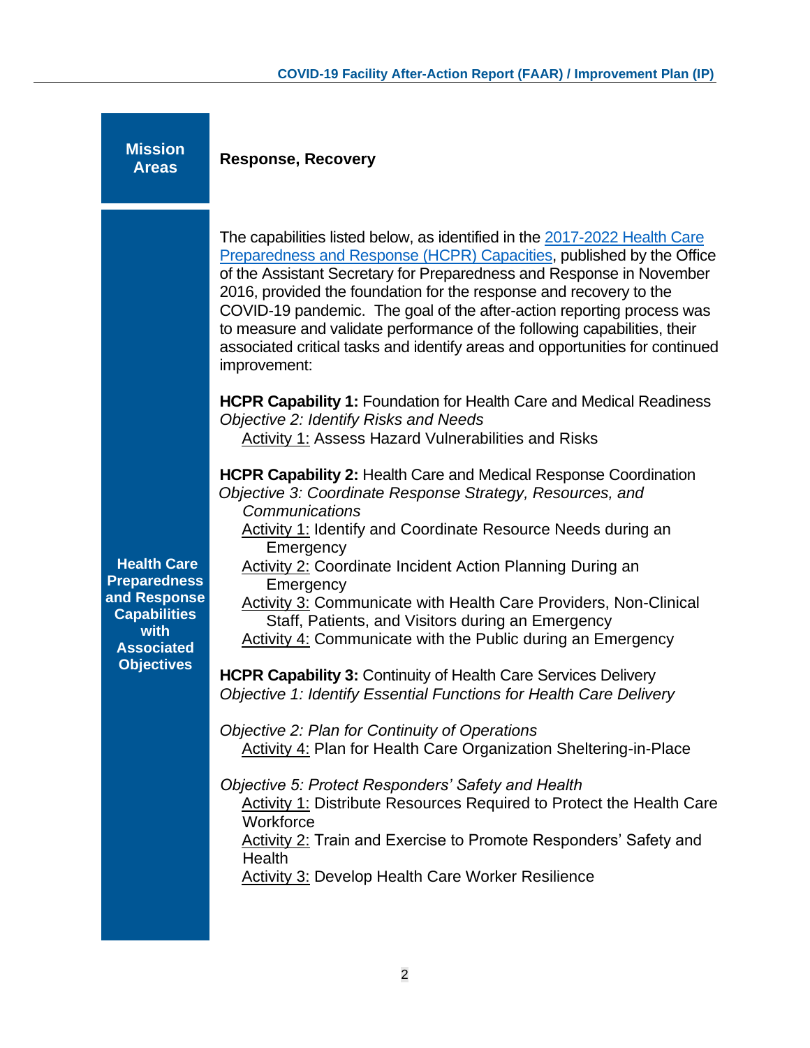| Mission Areas | Response, Recovery |
|---|---|
| Health Care Preparedness and Response Capabilities with Associated Objectives | The capabilities listed below, as identified in the [2017-2022 Health Care Preparedness and Response (HCPR) Capacities](), published by the Office of the Assistant Secretary for Preparedness and Response in November 2016, provided the foundation for the response and recovery to the COVID-19 pandemic. The goal of the after-action reporting process was to measure and validate performance of the following capabilities, their associated critical tasks and identify areas and opportunities for continued improvement: |

**Mission Areas**

**Response, Recovery**

**Health Care Preparedness and Response Capabilities with Associated Objectives**

The capabilities listed below, as identified in the 2017-2022 Health Care Preparedness and Response (HCPR) Capacities, published by the Office of the Assistant Secretary for Preparedness and Response in November 2016, provided the foundation for the response and recovery to the COVID-19 pandemic. The goal of the after-action reporting process was to measure and validate performance of the following capabilities, their associated critical tasks and identify areas and opportunities for continued improvement:

**HCPR Capability 1:** Foundation for Health Care and Medical Readiness
*Objective 2: Identify Risks and Needs*
- Activity 1: Assess Hazard Vulnerabilities and Risks

**HCPR Capability 2:** Health Care and Medical Response Coordination
*Objective 3: Coordinate Response Strategy, Resources, and Communications*
- Activity 1: Identify and Coordinate Resource Needs during an Emergency
- Activity 2: Coordinate Incident Action Planning During an Emergency
- Activity 3: Communicate with Health Care Providers, Non-Clinical Staff, Patients, and Visitors during an Emergency
- Activity 4: Communicate with the Public during an Emergency

**HCPR Capability 3:** Continuity of Health Care Services Delivery
*Objective 1: Identify Essential Functions for Health Care Delivery*

*Objective 2: Plan for Continuity of Operations*
- Activity 4: Plan for Health Care Organization Sheltering-in-Place

*Objective 5: Protect Responders' Safety and Health*
- Activity 1: Distribute Resources Required to Protect the Health Care Workforce
- Activity 2: Train and Exercise to Promote Responders' Safety and Health
- Activity 3: Develop Health Care Worker Resilience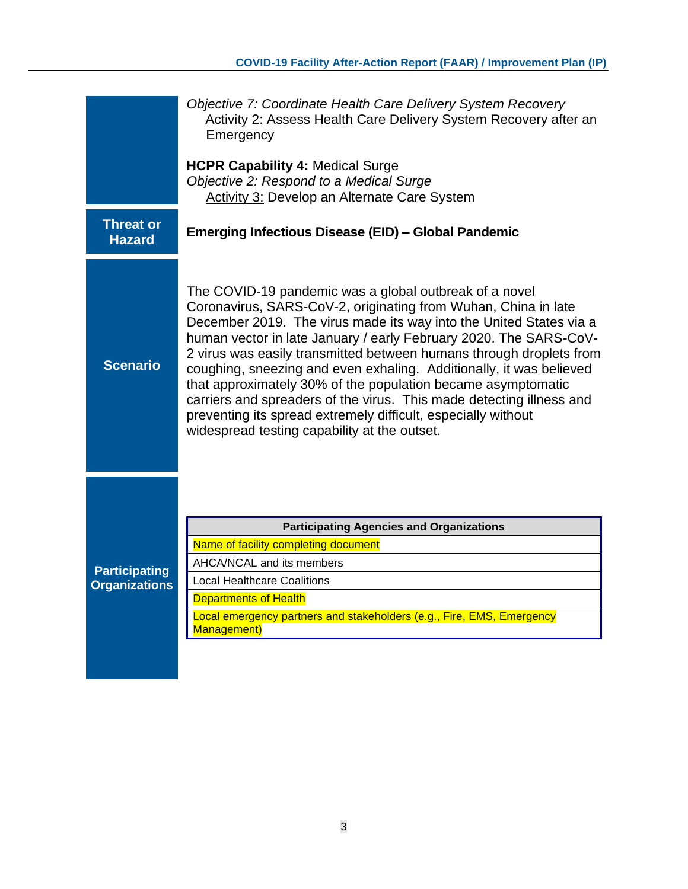*Objective 7: Coordinate Health Care Delivery System Recovery*
Activity 2: Assess Health Care Delivery System Recovery after an Emergency

**HCPR Capability 4:** Medical Surge
*Objective 2: Respond to a Medical Surge*
Activity 3: Develop an Alternate Care System

**Threat or Hazard**

**Emerging Infectious Disease (EID) – Global Pandemic**

**Scenario**

The COVID-19 pandemic was a global outbreak of a novel Coronavirus, SARS-CoV-2, originating from Wuhan, China in late December 2019. The virus made its way into the United States via a human vector in late January / early February 2020. The SARS-CoV-2 virus was easily transmitted between humans through droplets from coughing, sneezing and even exhaling. Additionally, it was believed that approximately 30% of the population became asymptomatic carriers and spreaders of the virus. This made detecting illness and preventing its spread extremely difficult, especially without widespread testing capability at the outset.

**Participating Organizations**

| Participating Agencies and Organizations |
| --- |
| Name of facility completing document |
| AHCA/NCAL and its members |
| Local Healthcare Coalitions |
| Departments of Health |
| Local emergency partners and stakeholders (e.g., Fire, EMS, Emergency Management) |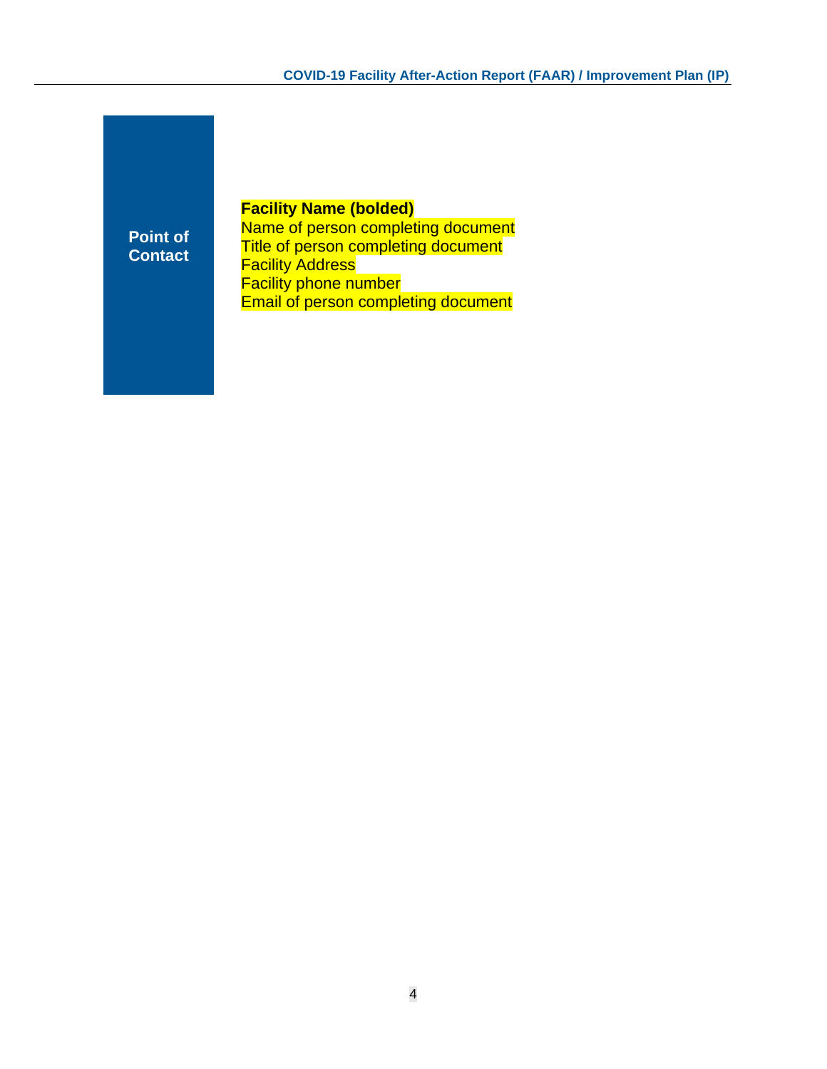## Point of Contact

**Facility Name (bolded)**
Name of person completing document
Title of person completing document
Facility Address
Facility phone number
Email of person completing document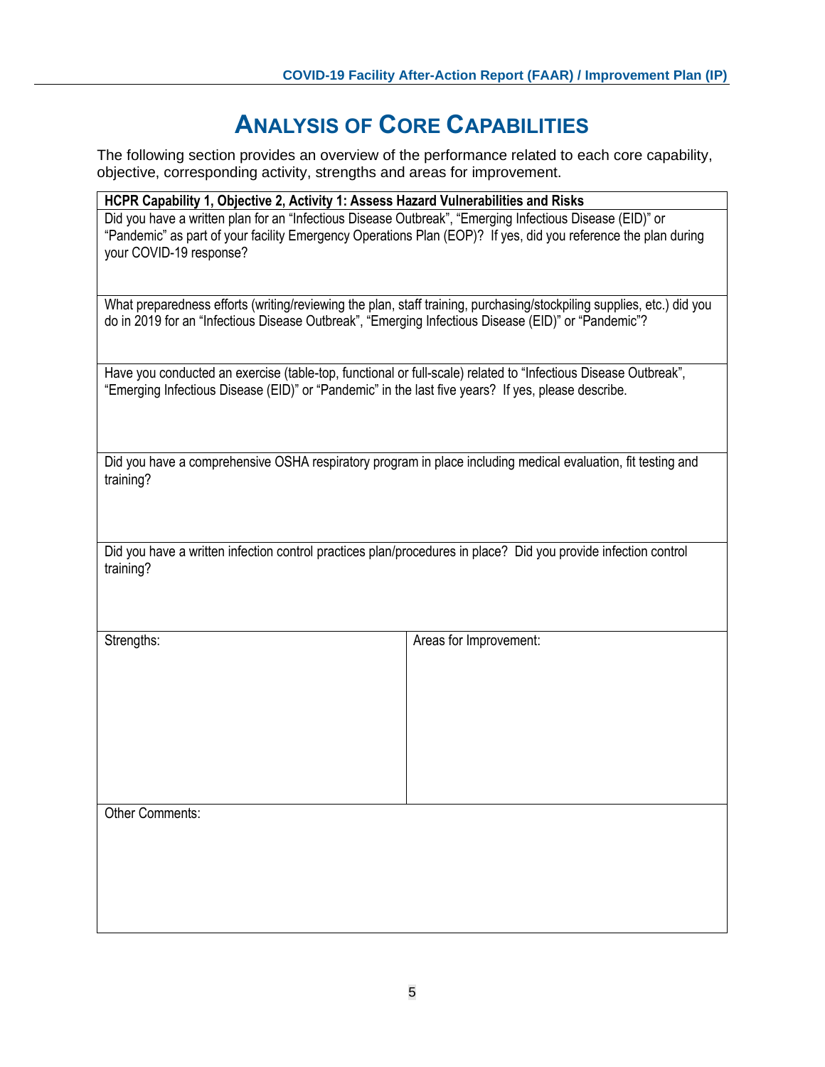# Analysis of Core Capabilities

The following section provides an overview of the performance related to each core capability, objective, corresponding activity, strengths and areas for improvement.

| **HCPR Capability 1, Objective 2, Activity 1: Assess Hazard Vulnerabilities and Risks** | |
|---|---|
| Did you have a written plan for an "Infectious Disease Outbreak", "Emerging Infectious Disease (EID)" or "Pandemic" as part of your facility Emergency Operations Plan (EOP)? If yes, did you reference the plan during your COVID-19 response? | |
| What preparedness efforts (writing/reviewing the plan, staff training, purchasing/stockpiling supplies, etc.) did you do in 2019 for an "Infectious Disease Outbreak", "Emerging Infectious Disease (EID)" or "Pandemic"? | |
| Have you conducted an exercise (table-top, functional or full-scale) related to "Infectious Disease Outbreak", "Emerging Infectious Disease (EID)" or "Pandemic" in the last five years? If yes, please describe. | |
| Did you have a comprehensive OSHA respiratory program in place including medical evaluation, fit testing and training? | |
| Did you have a written infection control practices plan/procedures in place? Did you provide infection control training? | |
| Strengths: | Areas for Improvement: |
| Other Comments: | |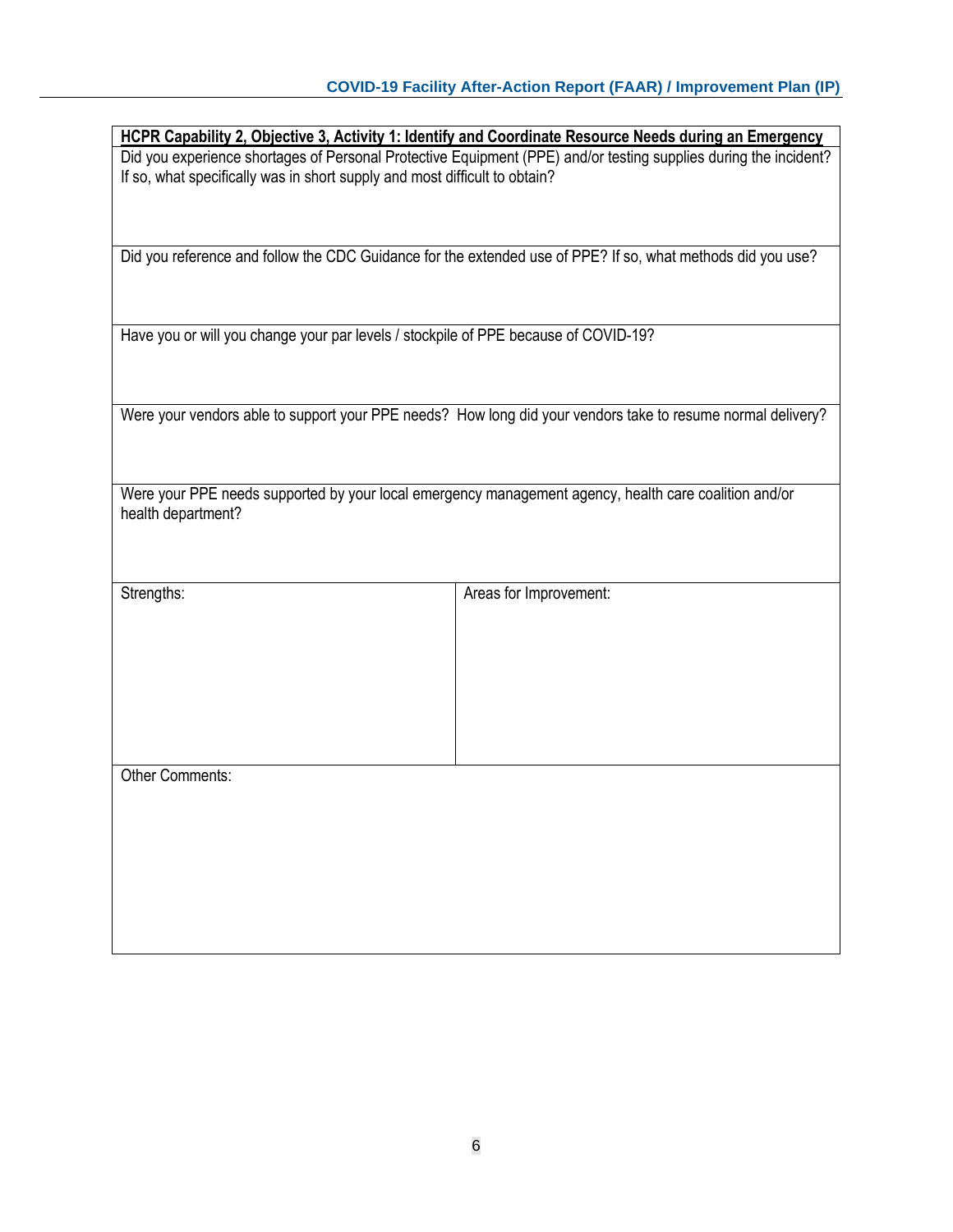**HCPR Capability 2, Objective 3, Activity 1: Identify and Coordinate Resource Needs during an Emergency**

Did you experience shortages of Personal Protective Equipment (PPE) and/or testing supplies during the incident? If so, what specifically was in short supply and most difficult to obtain?

Did you reference and follow the CDC Guidance for the extended use of PPE? If so, what methods did you use?

Have you or will you change your par levels / stockpile of PPE because of COVID-19?

Were your vendors able to support your PPE needs? How long did your vendors take to resume normal delivery?

Were your PPE needs supported by your local emergency management agency, health care coalition and/or health department?

| Strengths: | Areas for Improvement: |
|---|---|
| | |

Other Comments: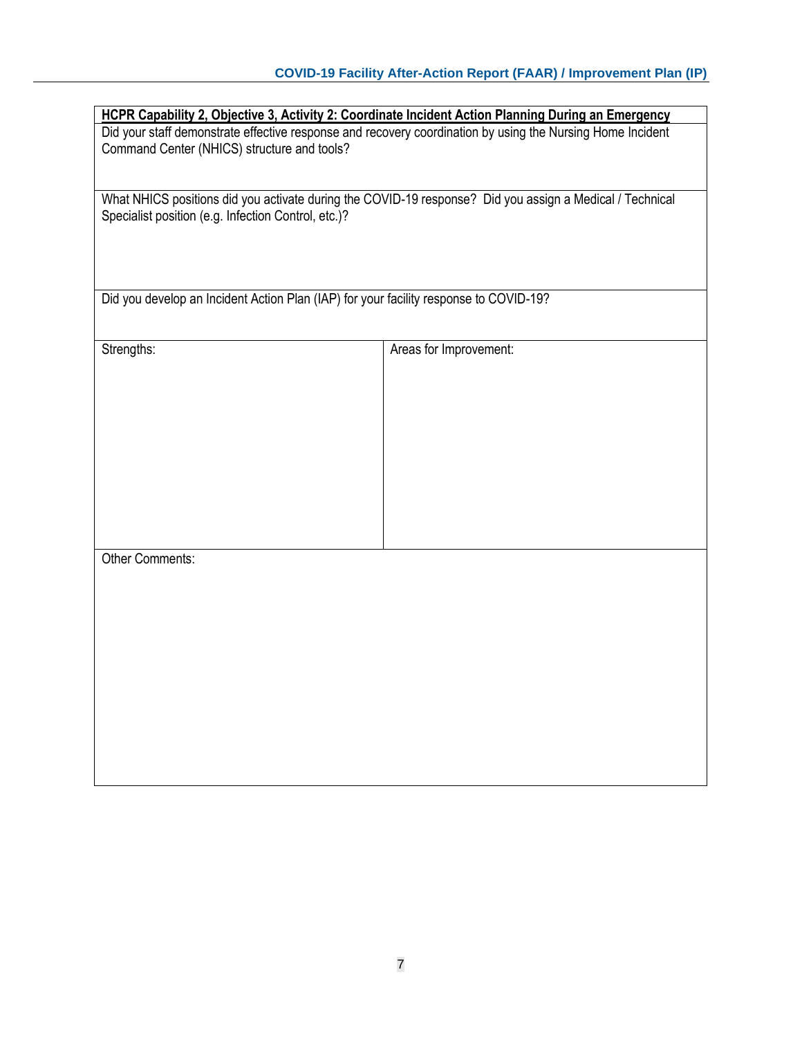| HCPR Capability 2, Objective 3, Activity 2: Coordinate Incident Action Planning During an Emergency | |
|---|---|
| Did your staff demonstrate effective response and recovery coordination by using the Nursing Home Incident Command Center (NHICS) structure and tools? | |
| What NHICS positions did you activate during the COVID-19 response? Did you assign a Medical / Technical Specialist position (e.g. Infection Control, etc.)? | |
| Did you develop an Incident Action Plan (IAP) for your facility response to COVID-19? | |
| Strengths: | Areas for Improvement: |
| Other Comments: | |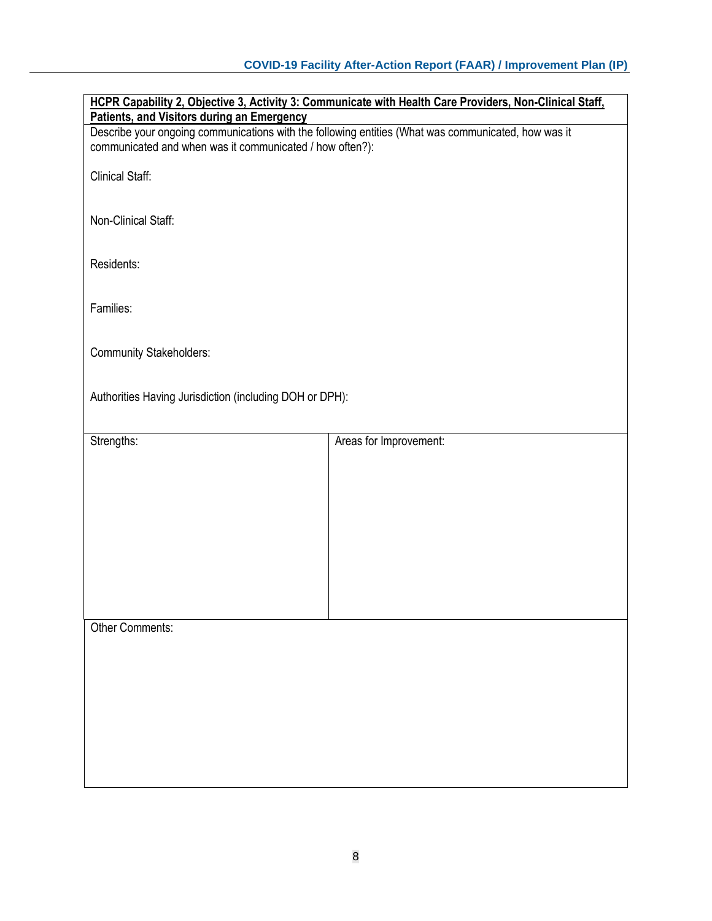**HCPR Capability 2, Objective 3, Activity 3: Communicate with Health Care Providers, Non-Clinical Staff, Patients, and Visitors during an Emergency**

Describe your ongoing communications with the following entities (What was communicated, how was it communicated and when was it communicated / how often?):

Clinical Staff:

Non-Clinical Staff:

Residents:

Families:

Community Stakeholders:

Authorities Having Jurisdiction (including DOH or DPH):

| Strengths: | Areas for Improvement: |
| --- | --- |
| | |

Other Comments: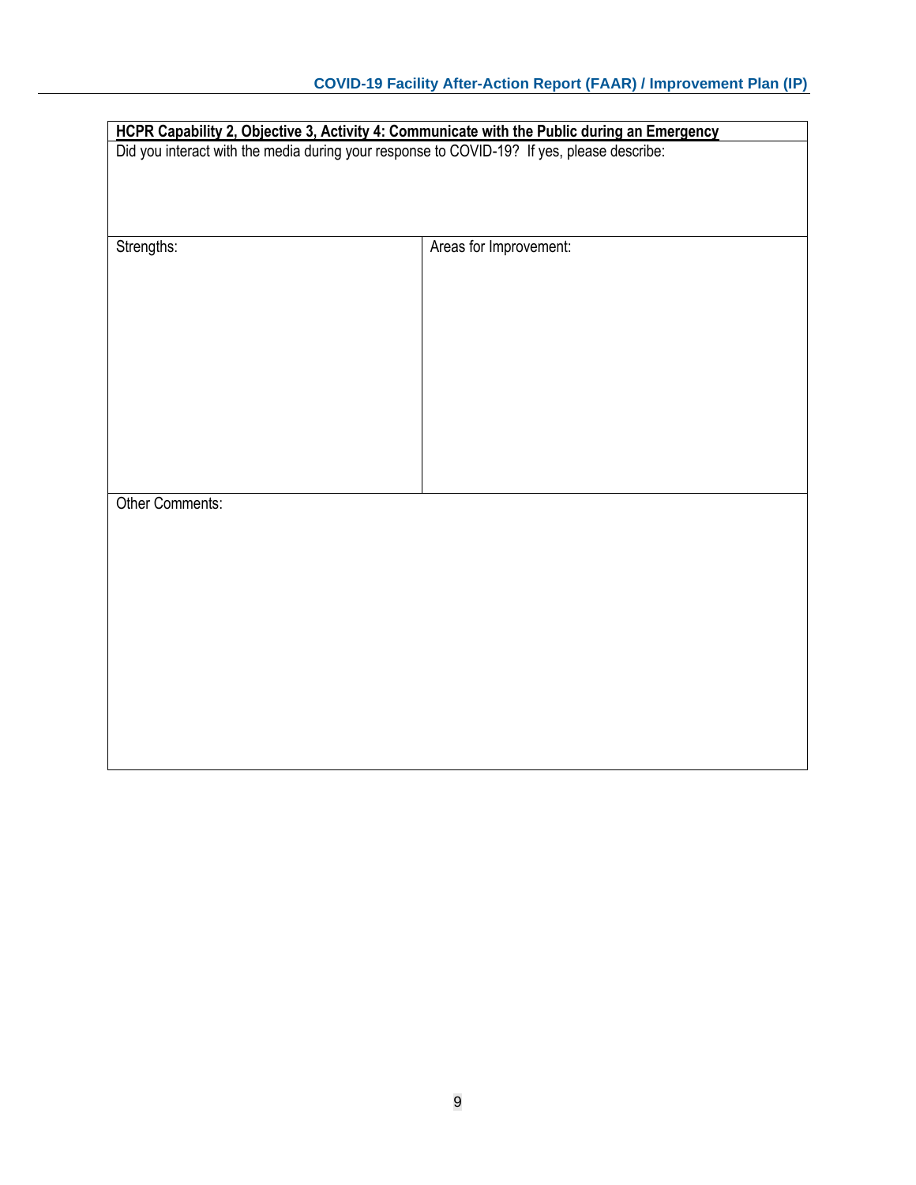| **HCPR Capability 2, Objective 3, Activity 4: Communicate with the Public during an Emergency** | |
|---|---|
| Did you interact with the media during your response to COVID-19? If yes, please describe: | |
| Strengths: | Areas for Improvement: |
| Other Comments: | |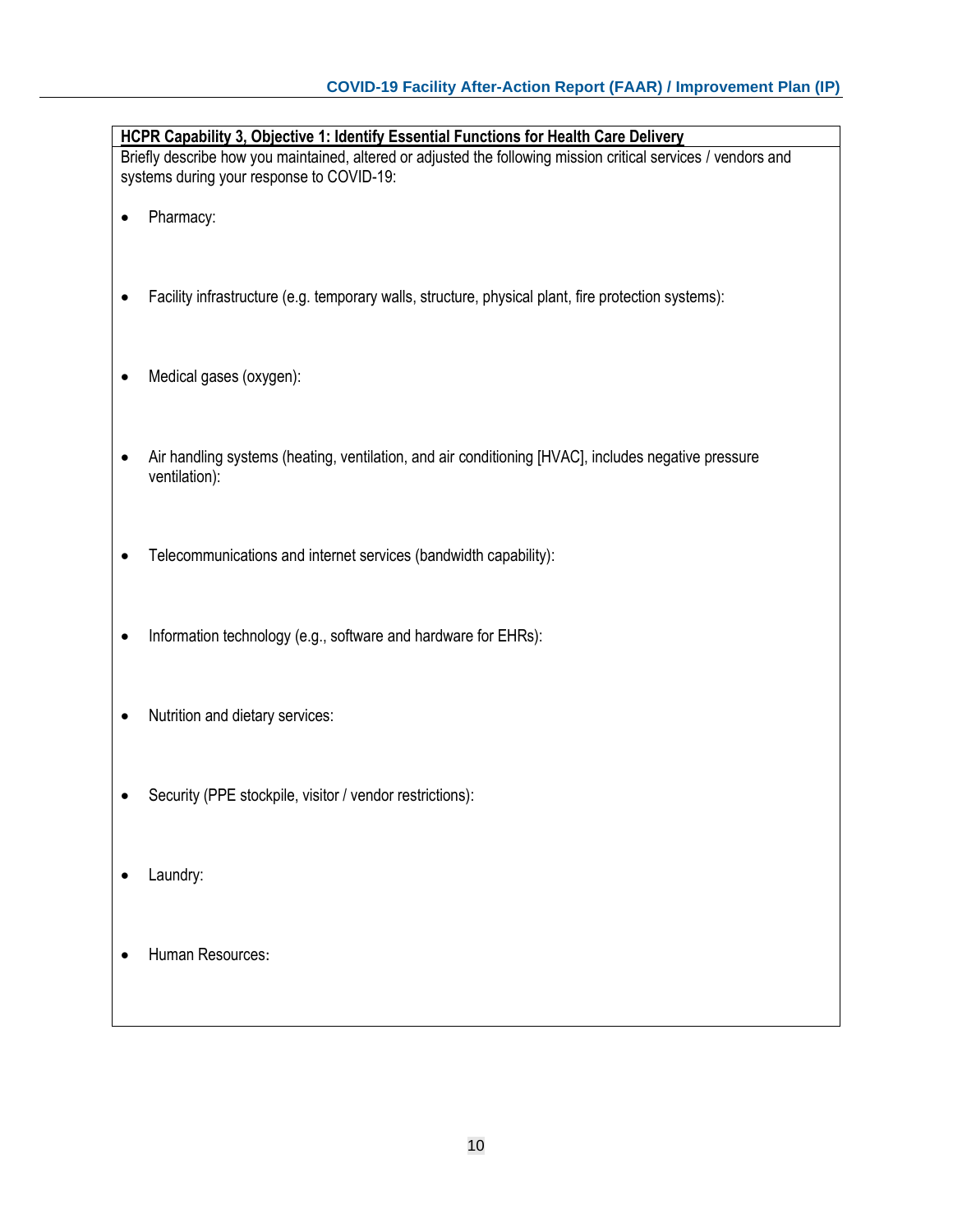**HCPR Capability 3, Objective 1: Identify Essential Functions for Health Care Delivery**

Briefly describe how you maintained, altered or adjusted the following mission critical services / vendors and systems during your response to COVID-19:

- Pharmacy:

- Facility infrastructure (e.g. temporary walls, structure, physical plant, fire protection systems):

- Medical gases (oxygen):

- Air handling systems (heating, ventilation, and air conditioning [HVAC], includes negative pressure ventilation):

- Telecommunications and internet services (bandwidth capability):

- Information technology (e.g., software and hardware for EHRs):

- Nutrition and dietary services:

- Security (PPE stockpile, visitor / vendor restrictions):

- Laundry:

- Human Resources: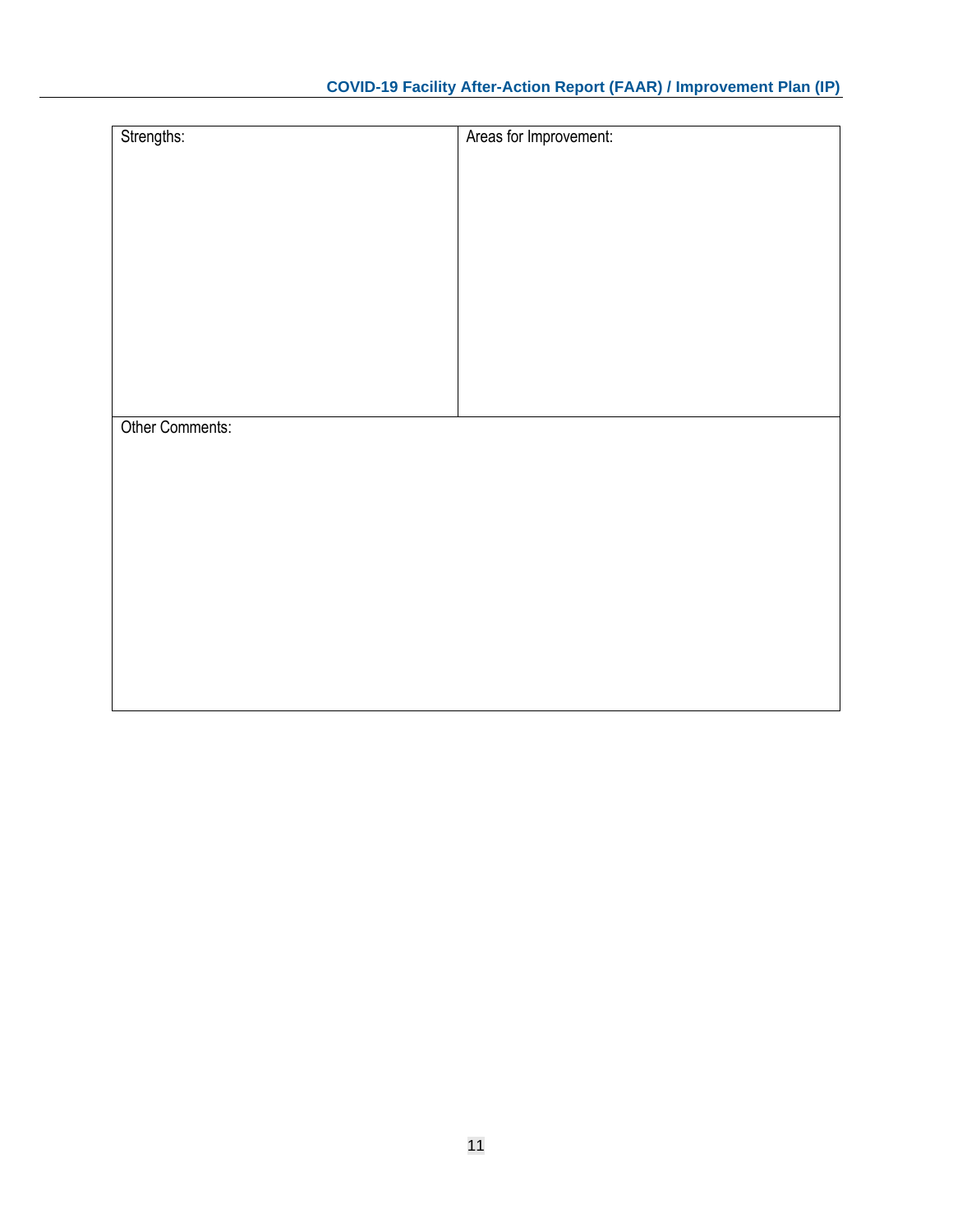| Strengths: | Areas for Improvement: |
|---|---|
| | |
| Other Comments: | |
| | |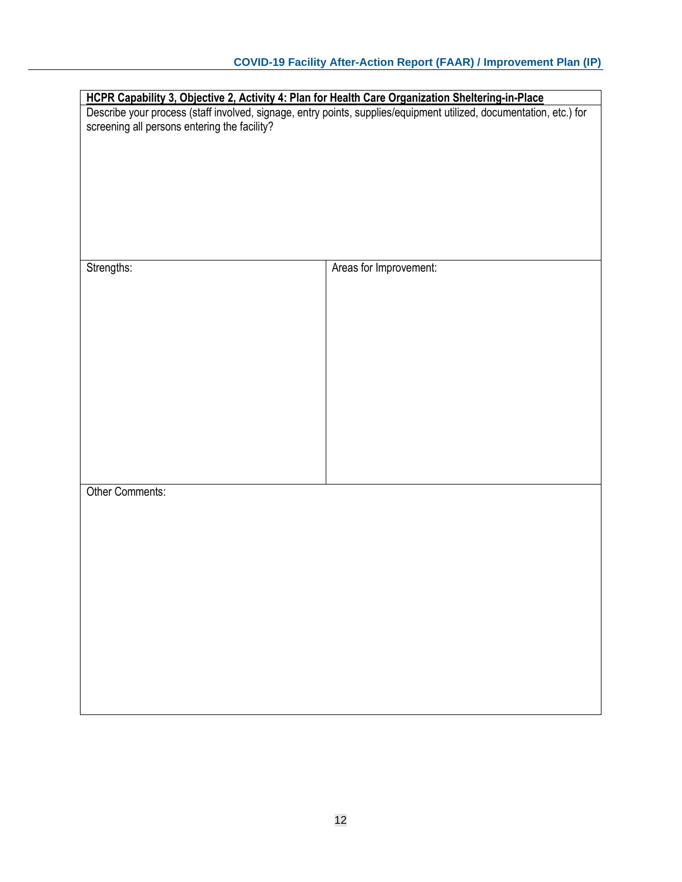| **HCPR Capability 3, Objective 2, Activity 4: Plan for Health Care Organization Sheltering-in-Place** | |
|---|---|
| Describe your process (staff involved, signage, entry points, supplies/equipment utilized, documentation, etc.) for screening all persons entering the facility? | |
| Strengths: | Areas for Improvement: |
| Other Comments: | |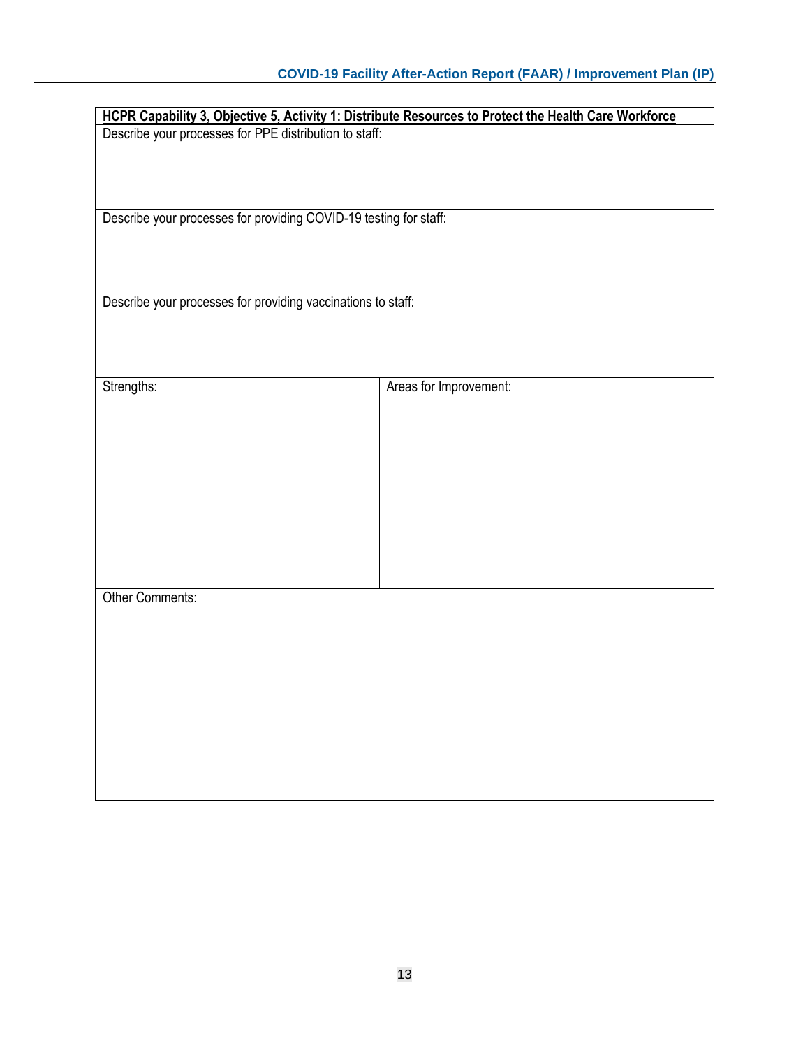| **HCPR Capability 3, Objective 5, Activity 1: Distribute Resources to Protect the Health Care Workforce** | |
|---|---|
| Describe your processes for PPE distribution to staff: | |
| Describe your processes for providing COVID-19 testing for staff: | |
| Describe your processes for providing vaccinations to staff: | |
| Strengths: | Areas for Improvement: |
| Other Comments: | |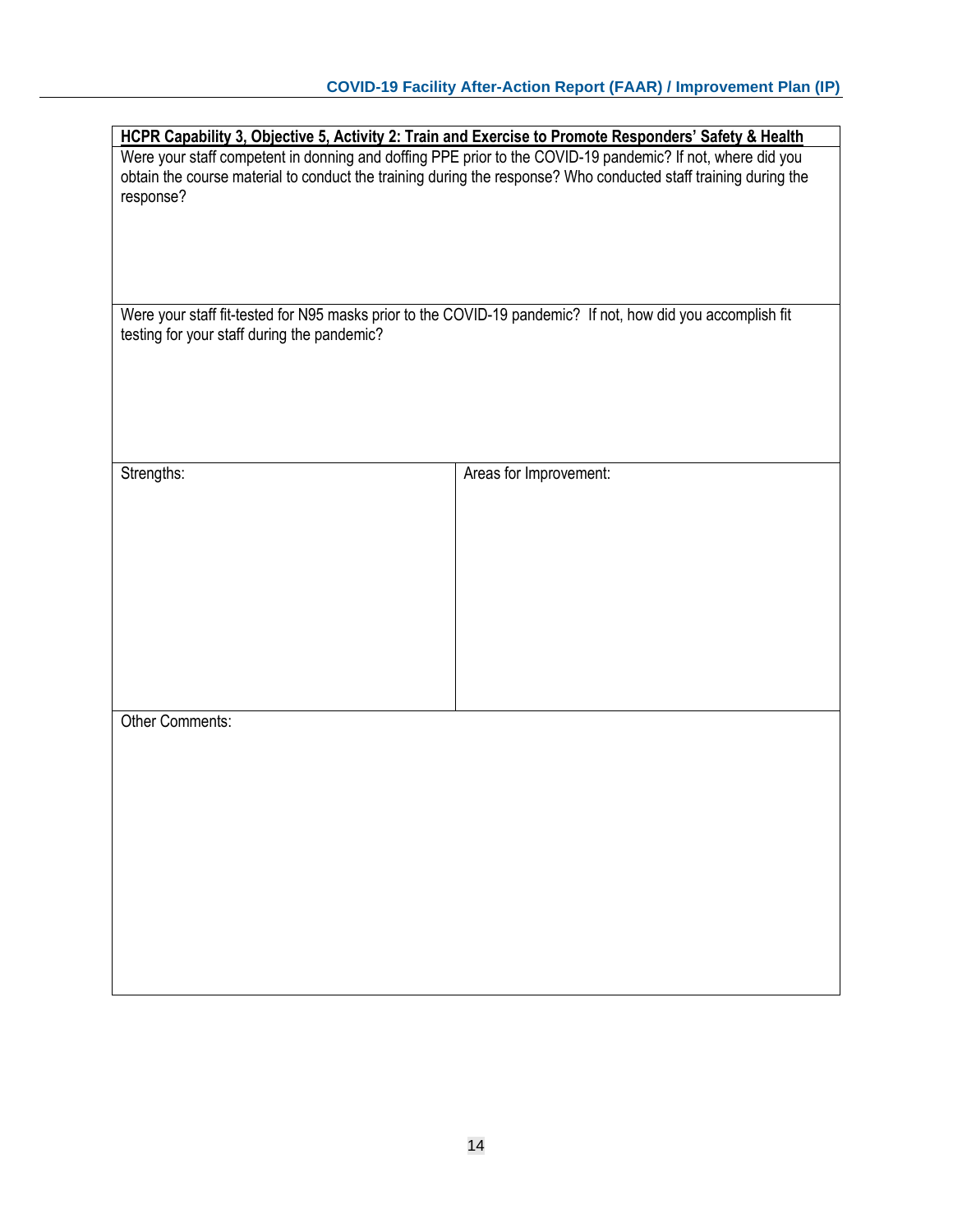**HCPR Capability 3, Objective 5, Activity 2: Train and Exercise to Promote Responders' Safety & Health**

Were your staff competent in donning and doffing PPE prior to the COVID-19 pandemic? If not, where did you obtain the course material to conduct the training during the response? Who conducted staff training during the response?

Were your staff fit-tested for N95 masks prior to the COVID-19 pandemic? If not, how did you accomplish fit testing for your staff during the pandemic?

| Strengths: | Areas for Improvement: |
|---|---|
| | |

Other Comments: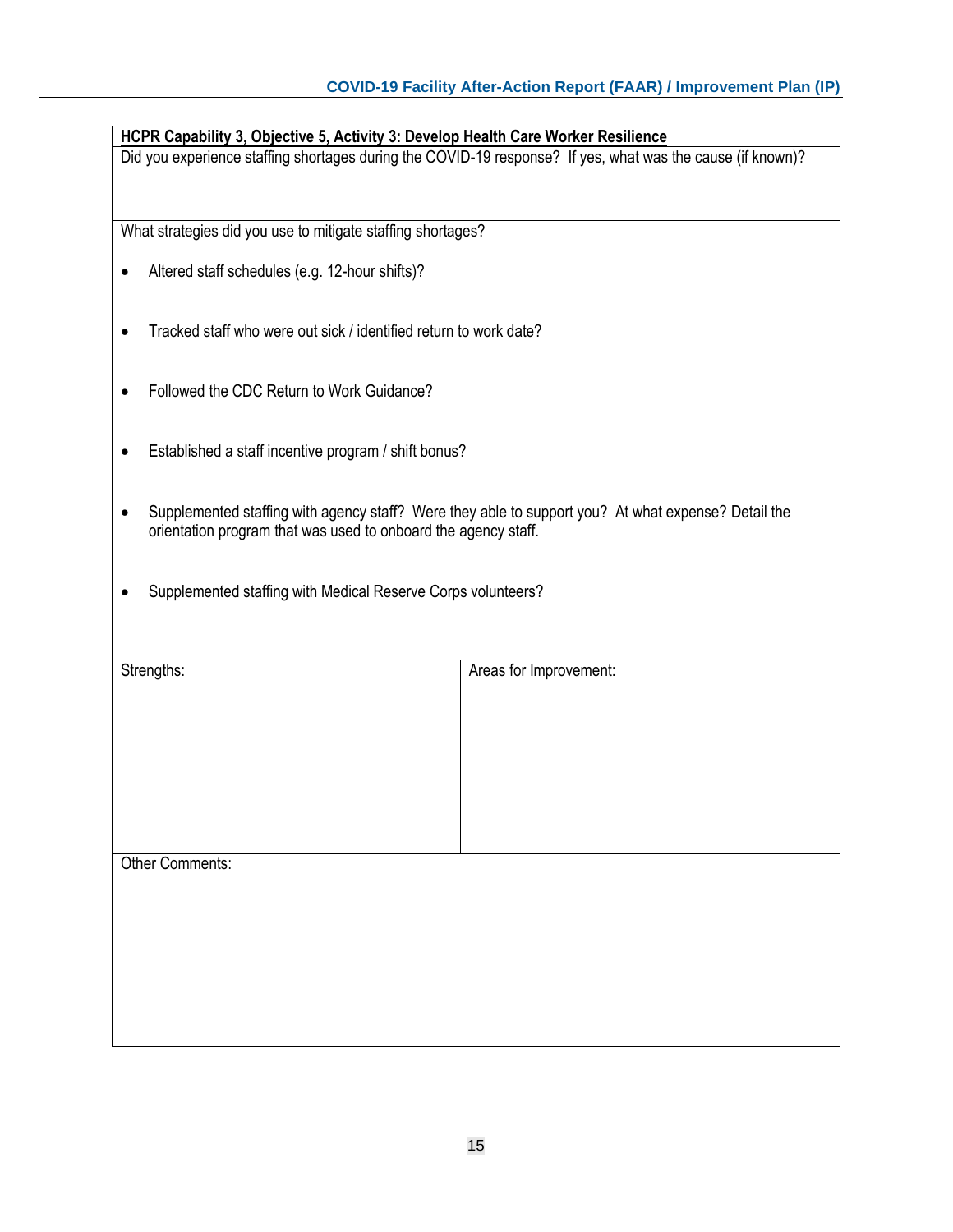**HCPR Capability 3, Objective 5, Activity 3: Develop Health Care Worker Resilience**

Did you experience staffing shortages during the COVID-19 response? If yes, what was the cause (if known)?

What strategies did you use to mitigate staffing shortages?

- Altered staff schedules (e.g. 12-hour shifts)?
- Tracked staff who were out sick / identified return to work date?
- Followed the CDC Return to Work Guidance?
- Established a staff incentive program / shift bonus?
- Supplemented staffing with agency staff? Were they able to support you? At what expense? Detail the orientation program that was used to onboard the agency staff.
- Supplemented staffing with Medical Reserve Corps volunteers?

| Strengths: | Areas for Improvement: |
| --- | --- |
| | |

Other Comments: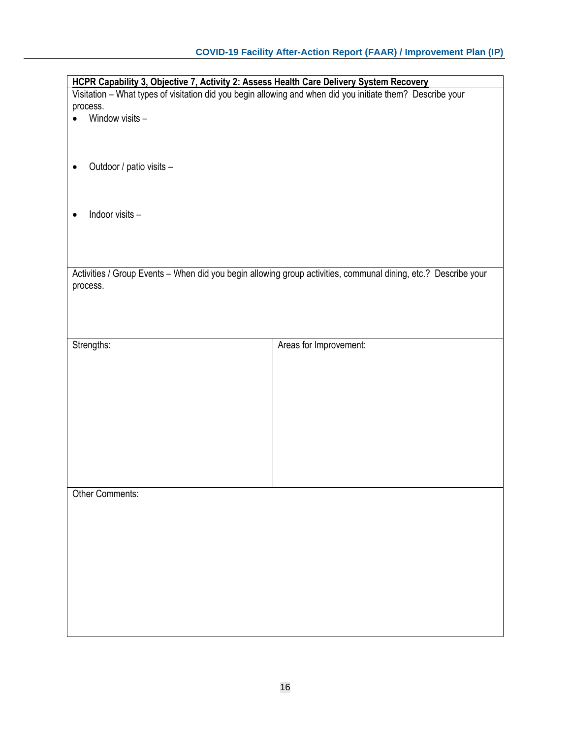| HCPR Capability 3, Objective 7, Activity 2: Assess Health Care Delivery System Recovery | |
|---|---|
| Visitation – What types of visitation did you begin allowing and when did you initiate them? Describe your process.<br>• Window visits –<br><br>• Outdoor / patio visits –<br><br>• Indoor visits – | |
| Activities / Group Events – When did you begin allowing group activities, communal dining, etc.? Describe your process. | |
| Strengths: | Areas for Improvement: |
| Other Comments: | |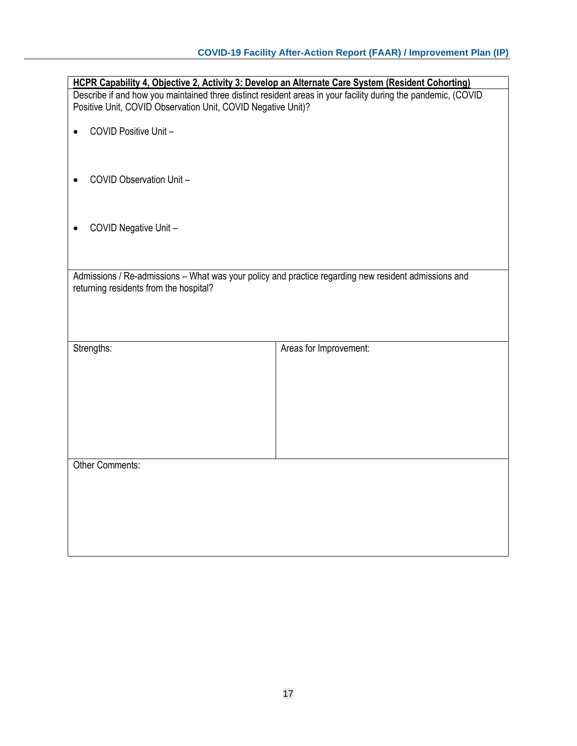**HCPR Capability 4, Objective 2, Activity 3: Develop an Alternate Care System (Resident Cohorting)**

Describe if and how you maintained three distinct resident areas in your facility during the pandemic, (COVID Positive Unit, COVID Observation Unit, COVID Negative Unit)?

- COVID Positive Unit –

- COVID Observation Unit –

- COVID Negative Unit –

Admissions / Re-admissions – What was your policy and practice regarding new resident admissions and returning residents from the hospital?

| Strengths: | Areas for Improvement: |
| --- | --- |
| | |

Other Comments: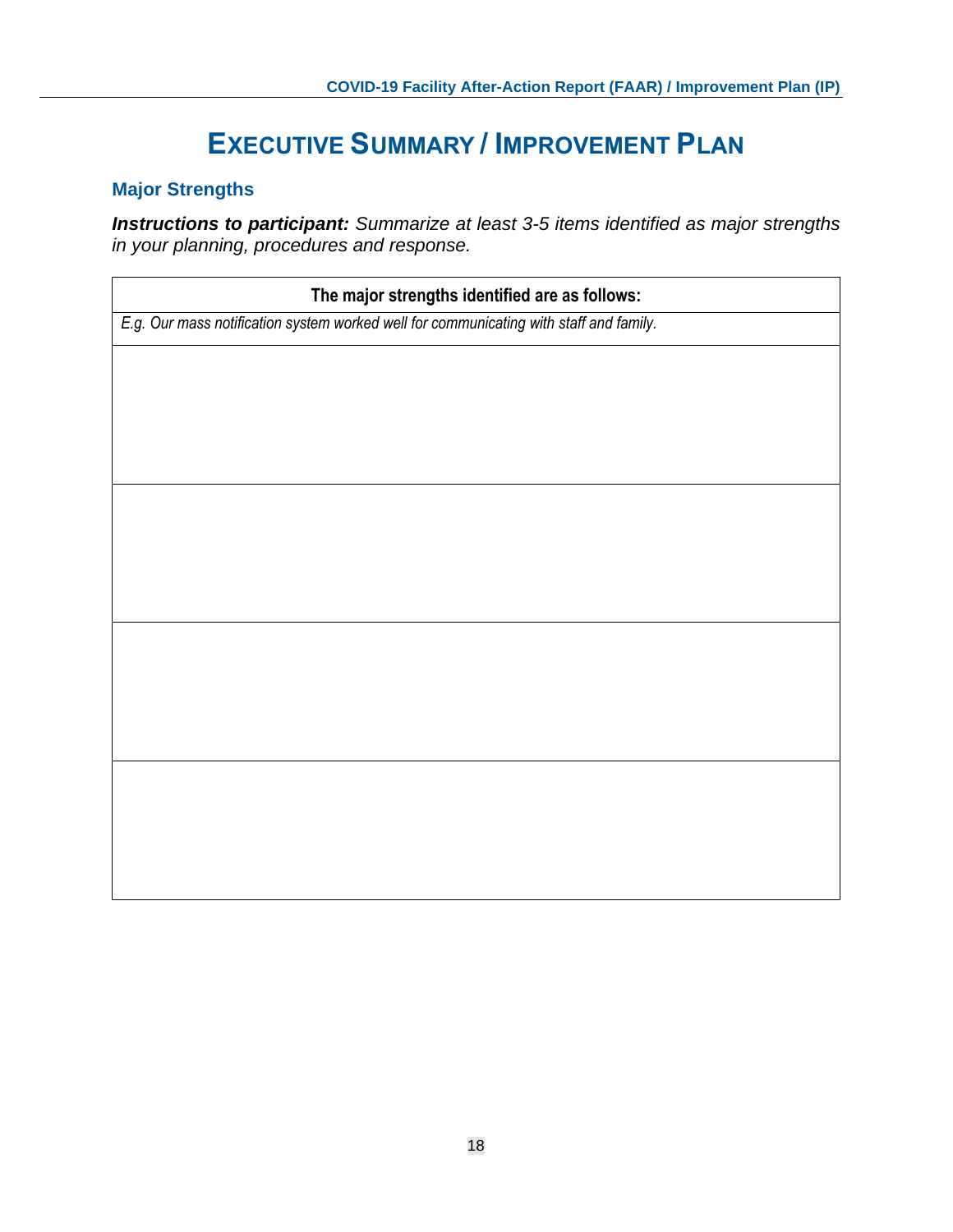# Executive Summary / Improvement Plan

## Major Strengths

***Instructions to participant:*** *Summarize at least 3-5 items identified as major strengths in your planning, procedures and response.*

| The major strengths identified are as follows: |
|---|
| *E.g. Our mass notification system worked well for communicating with staff and family.* |
| |
| |
| |
| |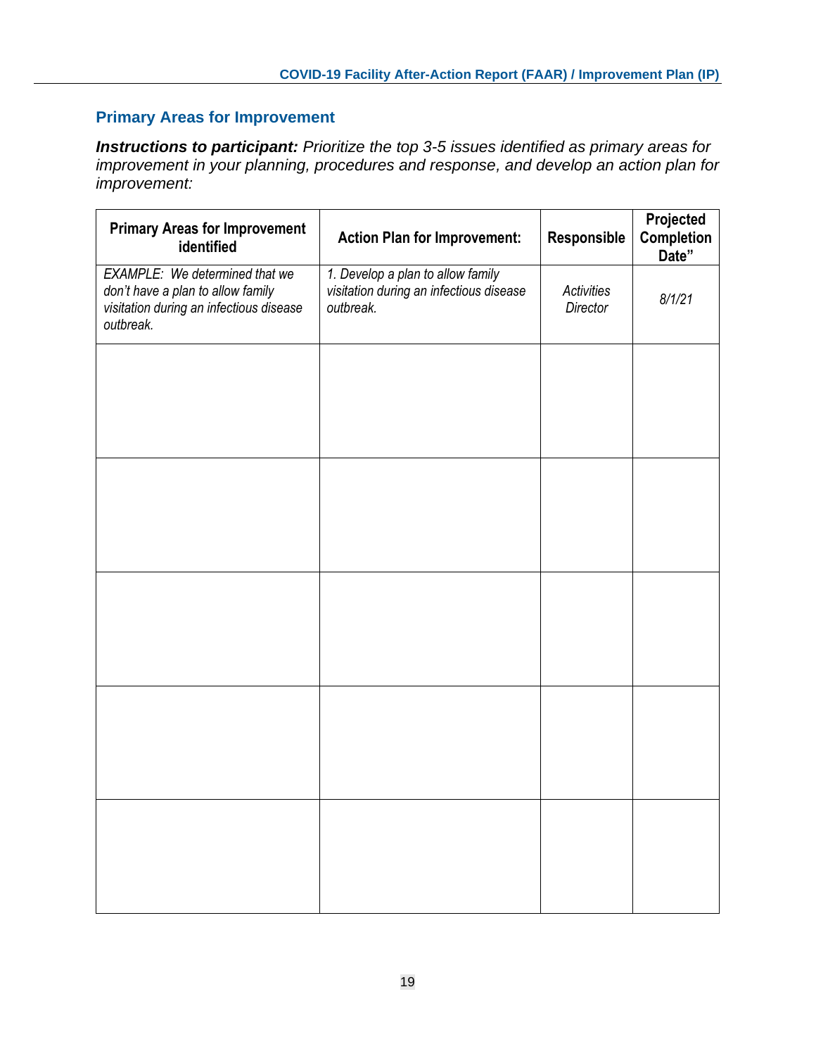## Primary Areas for Improvement

***Instructions to participant:*** *Prioritize the top 3-5 issues identified as primary areas for improvement in your planning, procedures and response, and develop an action plan for improvement:*

| Primary Areas for Improvement identified | Action Plan for Improvement: | Responsible | Projected Completion Date” |
|---|---|---|---|
| *EXAMPLE: We determined that we don’t have a plan to allow family visitation during an infectious disease outbreak.* | *1. Develop a plan to allow family visitation during an infectious disease outbreak.* | *Activities Director* | *8/1/21* |
| | | | |
| | | | |
| | | | |
| | | | |
| | | | |